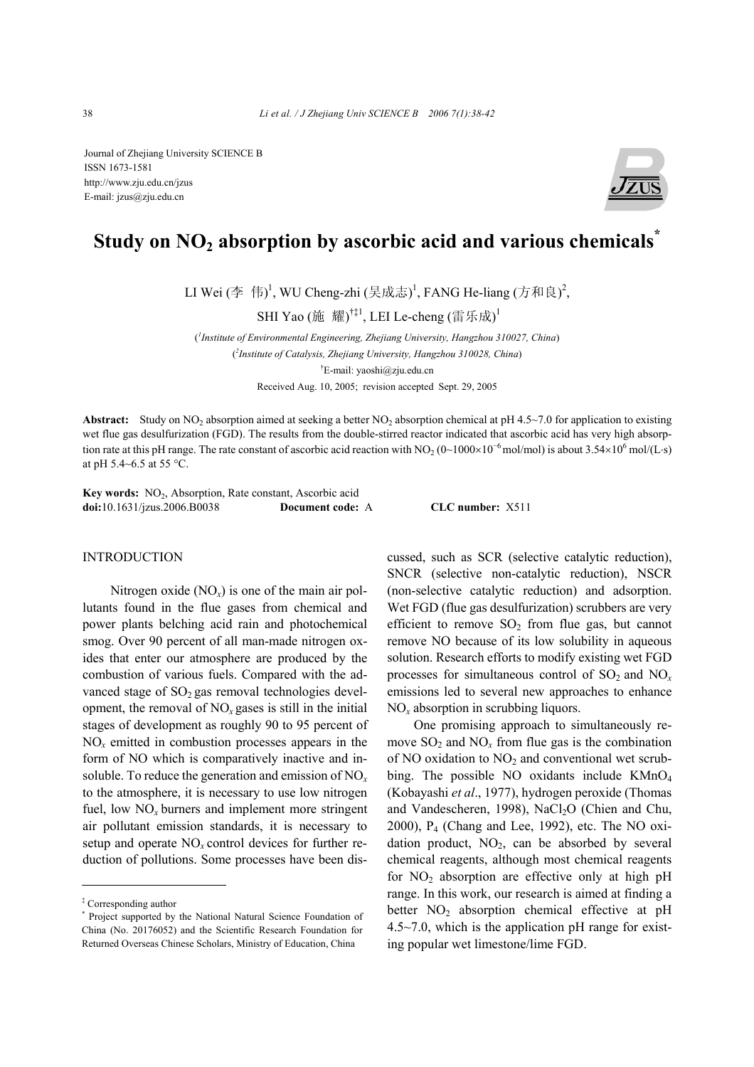Journal of Zhejiang University SCIENCE B
ISSN 1673-1581
http://www.zju.edu.cn/jzus
E-mail: jzus@zju.edu.cn

# Study on $NO_2$ absorption by ascorbic acid and various chemicals[*]

LI Wei (李 伟)[1], WU Cheng-zhi (吴成志)[1], FANG He-liang (方和良)[2], SHI Yao (施 耀)[†‡1], LEI Le-cheng (雷乐成)[1]

([1]*Institute of Environmental Engineering, Zhejiang University, Hangzhou 310027, China*)
([2]*Institute of Catalysis, Zhejiang University, Hangzhou 310028, China*)
[†]E-mail: yaoshi@zju.edu.cn
Received Aug. 10, 2005; revision accepted Sept. 29, 2005

**Abstract:** Study on $NO_2$ absorption aimed at seeking a better $NO_2$ absorption chemical at pH 4.5~7.0 for application to existing wet flue gas desulfurization (FGD). The results from the double-stirred reactor indicated that ascorbic acid has very high absorption rate at this pH range. The rate constant of ascorbic acid reaction with $NO_2$ ($0\sim1000\times10^{-6}$ mol/mol) is about $3.54\times10^{6}$ mol/(L·s) at pH 5.4~6.5 at 55 °C.

**Key words:** $NO_2$, Absorption, Rate constant, Ascorbic acid
**doi:**10.1631/jzus.2006.B0038 **Document code:** A **CLC number:** X511

## INTRODUCTION

Nitrogen oxide ($NO_x$) is one of the main air pollutants found in the flue gases from chemical and power plants belching acid rain and photochemical smog. Over 90 percent of all man-made nitrogen oxides that enter our atmosphere are produced by the combustion of various fuels. Compared with the advanced stage of $SO_2$ gas removal technologies development, the removal of $NO_x$ gases is still in the initial stages of development as roughly 90 to 95 percent of $NO_x$ emitted in combustion processes appears in the form of NO which is comparatively inactive and insoluble. To reduce the generation and emission of $NO_x$ to the atmosphere, it is necessary to use low nitrogen fuel, low $NO_x$ burners and implement more stringent air pollutant emission standards, it is necessary to setup and operate $NO_x$ control devices for further reduction of pollutions. Some processes have been discussed, such as SCR (selective catalytic reduction), SNCR (selective non-catalytic reduction), NSCR (non-selective catalytic reduction) and adsorption. Wet FGD (flue gas desulfurization) scrubbers are very efficient to remove $SO_2$ from flue gas, but cannot remove NO because of its low solubility in aqueous solution. Research efforts to modify existing wet FGD processes for simultaneous control of $SO_2$ and $NO_x$ emissions led to several new approaches to enhance $NO_x$ absorption in scrubbing liquors.

One promising approach to simultaneously remove $SO_2$ and $NO_x$ from flue gas is the combination of NO oxidation to $NO_2$ and conventional wet scrubbing. The possible NO oxidants include $KMnO_4$ (Kobayashi *et al*., 1977), hydrogen peroxide (Thomas and Vandescheren, 1998), $NaCl_2O$ (Chien and Chu, 2000), $P_4$ (Chang and Lee, 1992), etc. The NO oxidation product, $NO_2$, can be absorbed by several chemical reagents, although most chemical reagents for $NO_2$ absorption are effective only at high pH range. In this work, our research is aimed at finding a better $NO_2$ absorption chemical effective at pH 4.5~7.0, which is the application pH range for existing popular wet limestone/lime FGD.

---

[‡] Corresponding author
[*] Project supported by the National Natural Science Foundation of China (No. 20176052) and the Scientific Research Foundation for Returned Overseas Chinese Scholars, Ministry of Education, China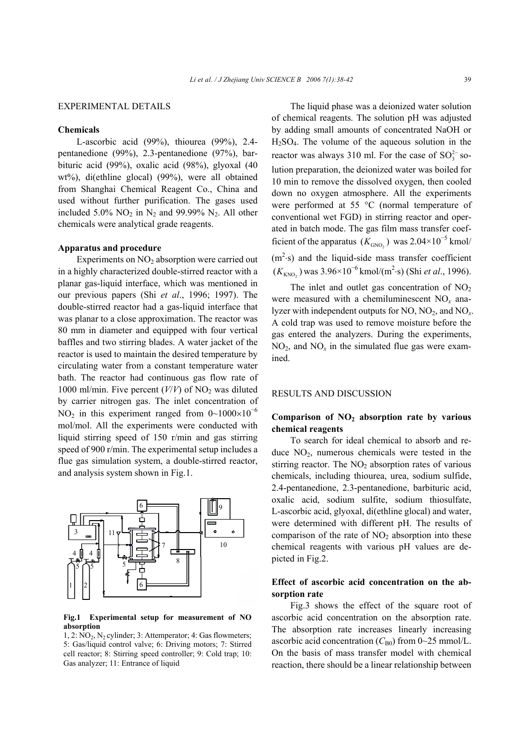## EXPERIMENTAL DETAILS

### Chemicals

L-ascorbic acid (99%), thiourea (99%), 2.4-pentanedione (99%), 2.3-pentanedione (97%), barbituric acid (99%), oxalic acid (98%), glyoxal (40 wt%), di(ethline glocal) (99%), were all obtained from Shanghai Chemical Reagent Co., China and used without further purification. The gases used included 5.0% $NO_2$ in $N_2$ and 99.99% $N_2$. All other chemicals were analytical grade reagents.

### Apparatus and procedure

Experiments on $NO_2$ absorption were carried out in a highly characterized double-stirred reactor with a planar gas-liquid interface, which was mentioned in our previous papers (Shi *et al*., 1996; 1997). The double-stirred reactor had a gas-liquid interface that was planar to a close approximation. The reactor was 80 mm in diameter and equipped with four vertical baffles and two stirring blades. A water jacket of the reactor is used to maintain the desired temperature by circulating water from a constant temperature water bath. The reactor had continuous gas flow rate of 1000 ml/min. Five percent ($V/V$) of $NO_2$ was diluted by carrier nitrogen gas. The inlet concentration of $NO_2$ in this experiment ranged from $0\sim1000\times10^{-6}$ mol/mol. All the experiments were conducted with liquid stirring speed of 150 r/min and gas stirring speed of 900 r/min. The experimental setup includes a flue gas simulation system, a double-stirred reactor, and analysis system shown in Fig.1.

**Fig.1 Experimental setup for measurement of NO absorption**

1, 2: $NO_2$, $N_2$ cylinder; 3: Attemperator; 4: Gas flowmeters; 5: Gas/liquid control valve; 6: Driving motors; 7: Stirred cell reactor; 8: Stirring speed controller; 9: Cold trap; 10: Gas analyzer; 11: Entrance of liquid

The liquid phase was a deionized water solution of chemical reagents. The solution pH was adjusted by adding small amounts of concentrated NaOH or $H_2SO_4$. The volume of the aqueous solution in the reactor was always 310 ml. For the case of $SO_3^{2-}$ solution preparation, the deionized water was boiled for 10 min to remove the dissolved oxygen, then cooled down no oxygen atmosphere. All the experiments were performed at 55 °C (normal temperature of conventional wet FGD) in stirring reactor and operated in batch mode. The gas film mass transfer coefficient of the apparatus ($K_{GNO_2}$) was $2.04\times10^{-5}$ kmol/($m^2\cdot s$) and the liquid-side mass transfer coefficient ($K_{KNO_2}$) was $3.96\times10^{-6}$ kmol/($m^2\cdot s$) (Shi *et al*., 1996).

The inlet and outlet gas concentration of $NO_2$ were measured with a chemiluminescent $NO_x$ analyzer with independent outputs for NO, $NO_2$, and $NO_x$. A cold trap was used to remove moisture before the gas entered the analyzers. During the experiments, $NO_2$, and $NO_x$ in the simulated flue gas were examined.

## RESULTS AND DISCUSSION

### Comparison of $NO_2$ absorption rate by various chemical reagents

To search for ideal chemical to absorb and reduce $NO_2$, numerous chemicals were tested in the stirring reactor. The $NO_2$ absorption rates of various chemicals, including thiourea, urea, sodium sulfide, 2.4-pentanedione, 2.3-pentanedione, barbituric acid, oxalic acid, sodium sulfite, sodium thiosulfate, L-ascorbic acid, glyoxal, di(ethline glocal) and water, were determined with different pH. The results of comparison of the rate of $NO_2$ absorption into these chemical reagents with various pH values are depicted in Fig.2.

### Effect of ascorbic acid concentration on the absorption rate

Fig.3 shows the effect of the square root of ascorbic acid concentration on the absorption rate. The absorption rate increases linearly increasing ascorbic acid concentration ($C_{B0}$) from 0~25 mmol/L. On the basis of mass transfer model with chemical reaction, there should be a linear relationship between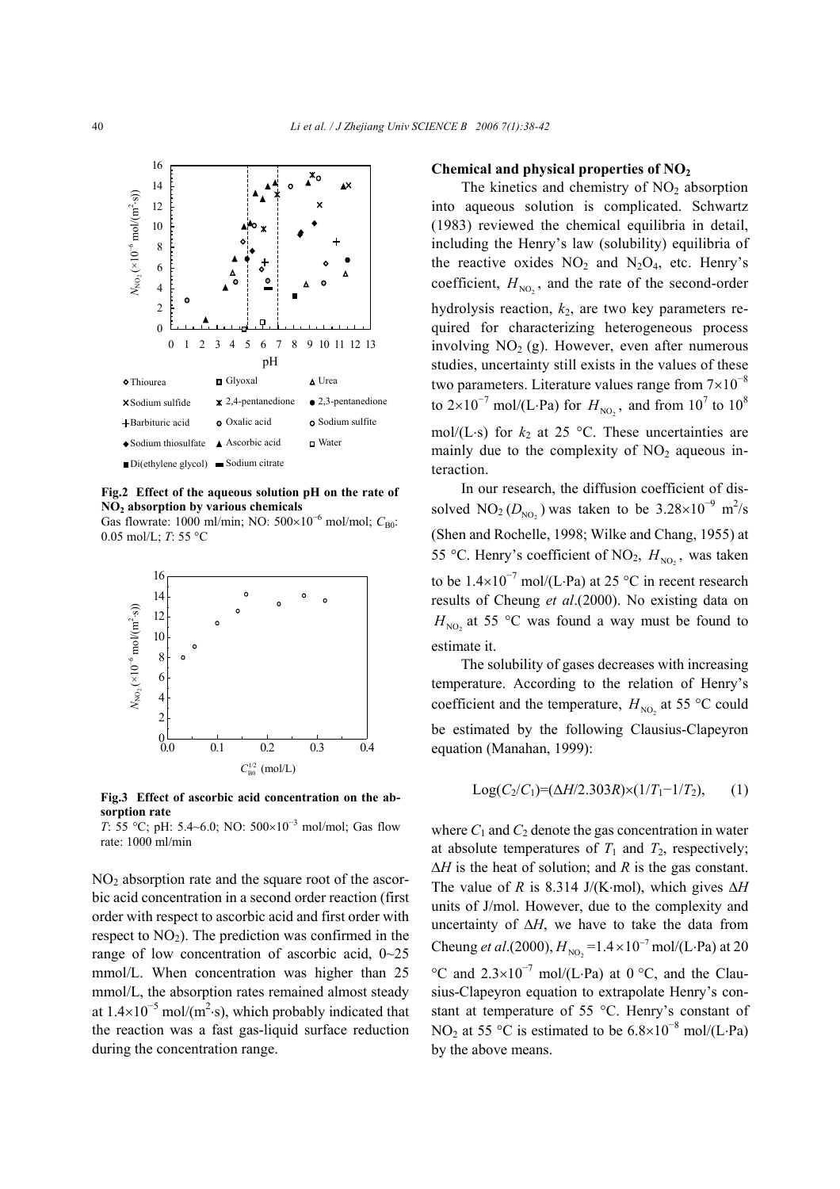Fig.2 Effect of the aqueous solution pH on the rate of $NO_2$ absorption by various chemicals

Gas flowrate: 1000 ml/min; NO: $500\times10^{-6}$ mol/mol; $C_{B0}$: 0.05 mol/L; $T$: 55 °C

Fig.3 Effect of ascorbic acid concentration on the absorption rate

$T$: 55 °C; pH: 5.4~6.0; NO: $500\times10^{-3}$ mol/mol; Gas flow rate: 1000 ml/min

$NO_2$ absorption rate and the square root of the ascorbic acid concentration in a second order reaction (first order with respect to ascorbic acid and first order with respect to $NO_2$). The prediction was confirmed in the range of low concentration of ascorbic acid, 0~25 mmol/L. When concentration was higher than 25 mmol/L, the absorption rates remained almost steady at $1.4\times10^{-5}$ mol/(m$^2$·s), which probably indicated that the reaction was a fast gas-liquid surface reduction during the concentration range.

**Chemical and physical properties of $NO_2$**

The kinetics and chemistry of $NO_2$ absorption into aqueous solution is complicated. Schwartz (1983) reviewed the chemical equilibria in detail, including the Henry's law (solubility) equilibria of the reactive oxides $NO_2$ and $N_2O_4$, etc. Henry's coefficient, $H_{NO_2}$, and the rate of the second-order hydrolysis reaction, $k_2$, are two key parameters required for characterizing heterogeneous process involving $NO_2$ (g). However, even after numerous studies, uncertainty still exists in the values of these two parameters. Literature values range from $7\times10^{-8}$ to $2\times10^{-7}$ mol/(L·Pa) for $H_{NO_2}$, and from $10^7$ to $10^8$ mol/(L·s) for $k_2$ at 25 °C. These uncertainties are mainly due to the complexity of $NO_2$ aqueous interaction.

In our research, the diffusion coefficient of dissolved $NO_2$ ($D_{NO_2}$) was taken to be $3.28\times10^{-9}$ m$^2$/s (Shen and Rochelle, 1998; Wilke and Chang, 1955) at 55 °C. Henry's coefficient of $NO_2$, $H_{NO_2}$, was taken to be $1.4\times10^{-7}$ mol/(L·Pa) at 25 °C in recent research results of Cheung *et al*.(2000). No existing data on $H_{NO_2}$ at 55 °C was found a way must be found to estimate it.

The solubility of gases decreases with increasing temperature. According to the relation of Henry's coefficient and the temperature, $H_{NO_2}$ at 55 °C could be estimated by the following Clausius-Clapeyron equation (Manahan, 1999):

$$\text{Log}(C_2/C_1)=(\Delta H/2.303R)\times(1/T_1-1/T_2), \quad (1)$$

where $C_1$ and $C_2$ denote the gas concentration in water at absolute temperatures of $T_1$ and $T_2$, respectively; $\Delta H$ is the heat of solution; and $R$ is the gas constant. The value of $R$ is 8.314 J/(K·mol), which gives $\Delta H$ units of J/mol. However, due to the complexity and uncertainty of $\Delta H$, we have to take the data from Cheung *et al*.(2000), $H_{NO_2}=1.4\times10^{-7}$ mol/(L·Pa) at 20 °C and $2.3\times10^{-7}$ mol/(L·Pa) at 0 °C, and the Clausius-Clapeyron equation to extrapolate Henry's constant at temperature of 55 °C. Henry's constant of $NO_2$ at 55 °C is estimated to be $6.8\times10^{-8}$ mol/(L·Pa) by the above means.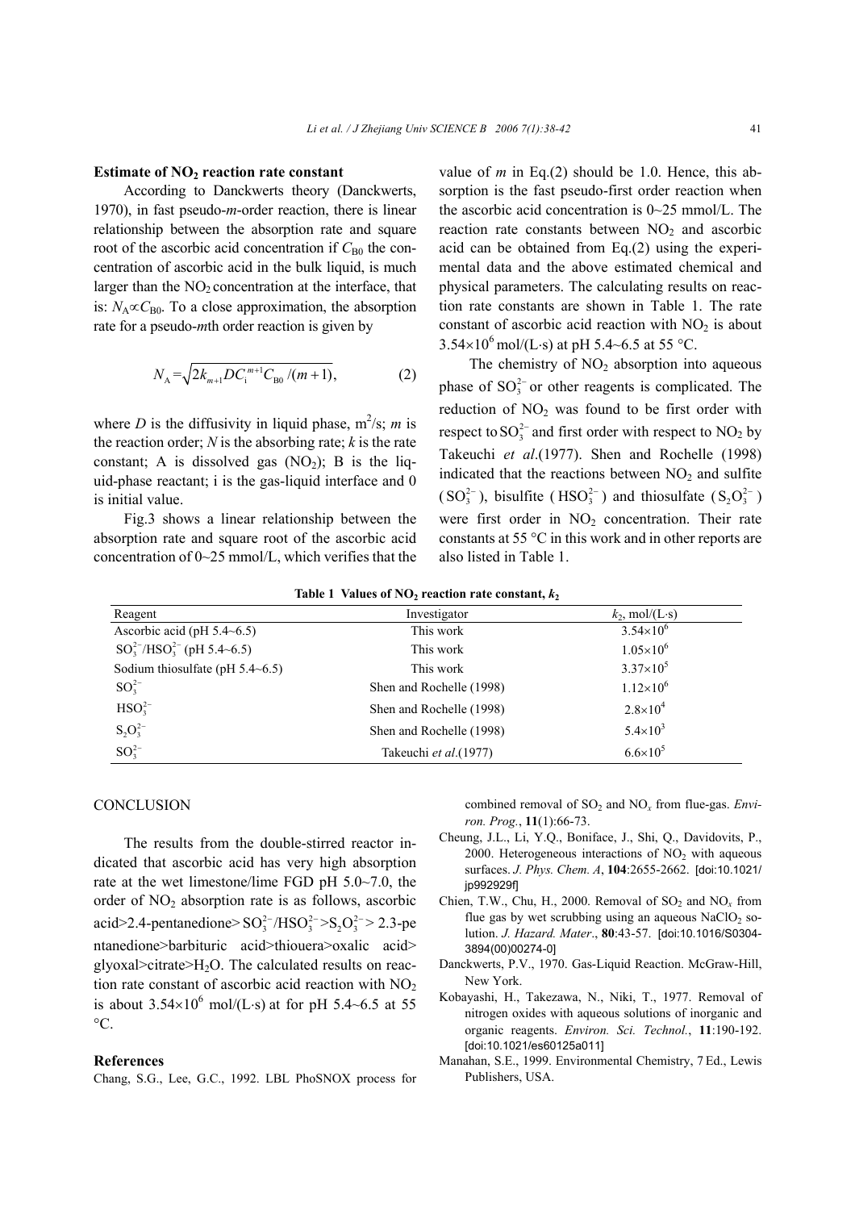**Estimate of $NO_2$ reaction rate constant**

According to Danckwerts theory (Danckwerts, 1970), in fast pseudo-*m*-order reaction, there is linear relationship between the absorption rate and square root of the ascorbic acid concentration if $C_{B0}$ the concentration of ascorbic acid in the bulk liquid, is much larger than the $NO_2$ concentration at the interface, that is: $N_A \propto C_{B0}$. To a close approximation, the absorption rate for a pseudo-*m*th order reaction is given by

$$N_A = \sqrt{2k_{m+1} D C_i^{m+1} C_{B0} / (m+1)}, \tag{2}$$

where $D$ is the diffusivity in liquid phase, $m^2/s$; $m$ is the reaction order; $N$ is the absorbing rate; $k$ is the rate constant; A is dissolved gas ($NO_2$); B is the liquid-phase reactant; i is the gas-liquid interface and 0 is initial value.

Fig.3 shows a linear relationship between the absorption rate and square root of the ascorbic acid concentration of 0~25 mmol/L, which verifies that the value of $m$ in Eq.(2) should be 1.0. Hence, this absorption is the fast pseudo-first order reaction when the ascorbic acid concentration is 0~25 mmol/L. The reaction rate constants between $NO_2$ and ascorbic acid can be obtained from Eq.(2) using the experimental data and the above estimated chemical and physical parameters. The calculating results on reaction rate constants are shown in Table 1. The rate constant of ascorbic acid reaction with $NO_2$ is about $3.54\times10^6$ mol/(L·s) at pH 5.4~6.5 at 55 °C.

The chemistry of $NO_2$ absorption into aqueous phase of $SO_3^{2-}$ or other reagents is complicated. The reduction of $NO_2$ was found to be first order with respect to $SO_3^{2-}$ and first order with respect to $NO_2$ by Takeuchi *et al*.(1977). Shen and Rochelle (1998) indicated that the reactions between $NO_2$ and sulfite ($SO_3^{2-}$), bisulfite ($HSO_3^{2-}$) and thiosulfate ($S_2O_3^{2-}$) were first order in $NO_2$ concentration. Their rate constants at 55 °C in this work and in other reports are also listed in Table 1.

**Table 1 Values of $NO_2$ reaction rate constant, $k_2$**

| Reagent | Investigator | $k_2$, mol/(L·s) |
|---|---|---|
| Ascorbic acid (pH 5.4~6.5) | This work | $3.54\times10^6$ |
| $SO_3^{2-}/HSO_3^{2-}$ (pH 5.4~6.5) | This work | $1.05\times10^6$ |
| Sodium thiosulfate (pH 5.4~6.5) | This work | $3.37\times10^5$ |
| $SO_3^{2-}$ | Shen and Rochelle (1998) | $1.12\times10^6$ |
| $HSO_3^{2-}$ | Shen and Rochelle (1998) | $2.8\times10^4$ |
| $S_2O_3^{2-}$ | Shen and Rochelle (1998) | $5.4\times10^3$ |
| $SO_3^{2-}$ | Takeuchi *et al*.(1977) | $6.6\times10^5$ |

## CONCLUSION

The results from the double-stirred reactor indicated that ascorbic acid has very high absorption rate at the wet limestone/lime FGD pH 5.0~7.0, the order of $NO_2$ absorption rate is as follows, ascorbic acid>2.4-pentanedione> $SO_3^{2-}/HSO_3^{2-}$ >$S_2O_3^{2-}$> 2.3-pentanedione>barbituric acid>thiouera>oxalic acid> glyoxal>citrate>$H_2O$. The calculated results on reaction rate constant of ascorbic acid reaction with $NO_2$ is about $3.54\times10^6$ mol/(L·s) at for pH 5.4~6.5 at 55 °C.

## References

Chang, S.G., Lee, G.C., 1992. LBL PhoSNOX process for combined removal of $SO_2$ and $NO_x$ from flue-gas. *Environ. Prog.*, **11**(1):66-73.

Cheung, J.L., Li, Y.Q., Boniface, J., Shi, Q., Davidovits, P., 2000. Heterogeneous interactions of $NO_2$ with aqueous surfaces. *J. Phys. Chem. A*, **104**:2655-2662. [doi:10.1021/jp992929f]

Chien, T.W., Chu, H., 2000. Removal of $SO_2$ and $NO_x$ from flue gas by wet scrubbing using an aqueous $NaClO_2$ solution. *J. Hazard. Mater.*, **80**:43-57. [doi:10.1016/S0304-3894(00)00274-0]

Danckwerts, P.V., 1970. Gas-Liquid Reaction. McGraw-Hill, New York.

Kobayashi, H., Takezawa, N., Niki, T., 1977. Removal of nitrogen oxides with aqueous solutions of inorganic and organic reagents. *Environ. Sci. Technol.*, **11**:190-192. [doi:10.1021/es60125a011]

Manahan, S.E., 1999. Environmental Chemistry, 7 Ed., Lewis Publishers, USA.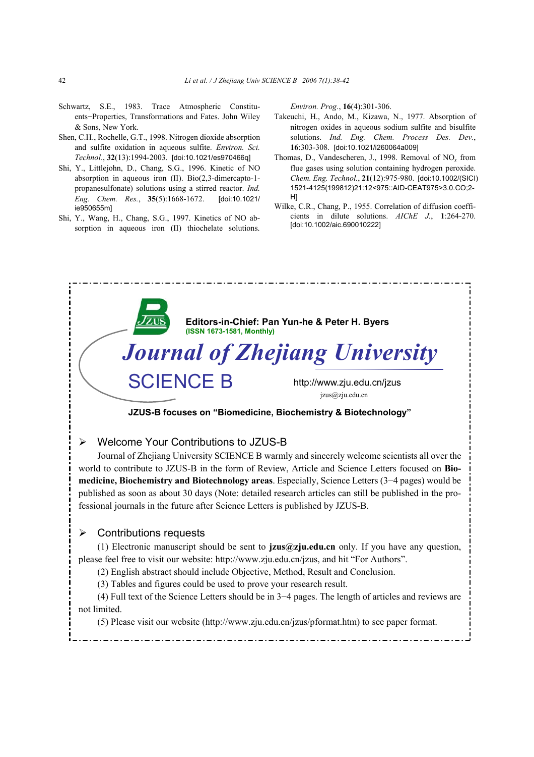Schwartz, S.E., 1983. Trace Atmospheric Constituents−Properties, Transformations and Fates. John Wiley & Sons, New York.

Shen, C.H., Rochelle, G.T., 1998. Nitrogen dioxide absorption and sulfite oxidation in aqueous sulfite. *Environ. Sci. Technol.*, **32**(13):1994-2003. [doi:10.1021/es970466q]

Shi, Y., Littlejohn, D., Chang, S.G., 1996. Kinetic of NO absorption in aqueous iron (II). Bio(2,3-dimercapto-1-propanesulfonate) solutions using a stirred reactor. *Ind. Eng. Chem. Res.*, **35**(5):1668-1672. [doi:10.1021/ie950655m]

Shi, Y., Wang, H., Chang, S.G., 1997. Kinetics of NO absorption in aqueous iron (II) thiochelate solutions. *Environ. Prog.*, **16**(4):301-306.

Takeuchi, H., Ando, M., Kizawa, N., 1977. Absorption of nitrogen oxides in aqueous sodium sulfite and bisulfite solutions. *Ind. Eng. Chem. Process Des. Dev.*, **16**:303-308. [doi:10.1021/i260064a009]

Thomas, D., Vandescheren, J., 1998. Removal of $NO_x$ from flue gases using solution containing hydrogen peroxide. *Chem. Eng. Technol.*, **21**(12):975-980. [doi:10.1002/(SICI)1521-4125(199812)21:12<975::AID-CEAT975>3.0.CO;2-H]

Wilke, C.R., Chang, P., 1955. Correlation of diffusion coefficients in dilute solutions. *AIChE J.*, **1**:264-270. [doi:10.1002/aic.690010222]

---

**Editors-in-Chief: Pan Yun-he & Peter H. Byers**
**(ISSN 1673-1581, Monthly)**

# *Journal of Zhejiang University* SCIENCE B

http://www.zju.edu.cn/jzus
jzus@zju.edu.cn

**JZUS-B focuses on "Biomedicine, Biochemistry & Biotechnology"**

## Welcome Your Contributions to JZUS-B

Journal of Zhejiang University SCIENCE B warmly and sincerely welcome scientists all over the world to contribute to JZUS-B in the form of Review, Article and Science Letters focused on **Biomedicine, Biochemistry and Biotechnology areas**. Especially, Science Letters (3−4 pages) would be published as soon as about 30 days (Note: detailed research articles can still be published in the professional journals in the future after Science Letters is published by JZUS-B.

## Contributions requests

(1) Electronic manuscript should be sent to **jzus@zju.edu.cn** only. If you have any question, please feel free to visit our website: http://www.zju.edu.cn/jzus, and hit "For Authors".

(2) English abstract should include Objective, Method, Result and Conclusion.

(3) Tables and figures could be used to prove your research result.

(4) Full text of the Science Letters should be in 3−4 pages. The length of articles and reviews are not limited.

(5) Please visit our website (http://www.zju.edu.cn/jzus/pformat.htm) to see paper format.